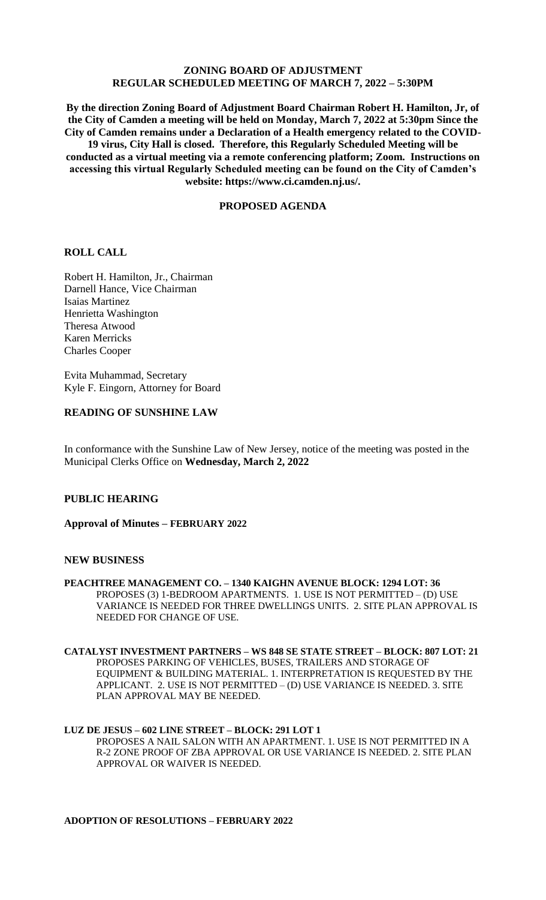# ZONING BOARD OF ADJUSTMENT
# REGULAR SCHEDULED MEETING OF MARCH 7, 2022 – 5:30PM

**By the direction Zoning Board of Adjustment Board Chairman Robert H. Hamilton, Jr, of the City of Camden a meeting will be held on Monday, March 7, 2022 at 5:30pm Since the City of Camden remains under a Declaration of a Health emergency related to the COVID-19 virus, City Hall is closed. Therefore, this Regularly Scheduled Meeting will be conducted as a virtual meeting via a remote conferencing platform; Zoom. Instructions on accessing this virtual Regularly Scheduled meeting can be found on the City of Camden's website: https://www.ci.camden.nj.us/.**

## PROPOSED AGENDA

### ROLL CALL

Robert H. Hamilton, Jr., Chairman
Darnell Hance, Vice Chairman
Isaias Martinez
Henrietta Washington
Theresa Atwood
Karen Merricks
Charles Cooper

Evita Muhammad, Secretary
Kyle F. Eingorn, Attorney for Board

### READING OF SUNSHINE LAW

In conformance with the Sunshine Law of New Jersey, notice of the meeting was posted in the Municipal Clerks Office on **Wednesday, March 2, 2022**

### PUBLIC HEARING

**Approval of Minutes – FEBRUARY 2022**

### NEW BUSINESS

**PEACHTREE MANAGEMENT CO. – 1340 KAIGHN AVENUE BLOCK: 1294 LOT: 36**
PROPOSES (3) 1-BEDROOM APARTMENTS. 1. USE IS NOT PERMITTED – (D) USE VARIANCE IS NEEDED FOR THREE DWELLINGS UNITS. 2. SITE PLAN APPROVAL IS NEEDED FOR CHANGE OF USE.

**CATALYST INVESTMENT PARTNERS – WS 848 SE STATE STREET – BLOCK: 807 LOT: 21**
PROPOSES PARKING OF VEHICLES, BUSES, TRAILERS AND STORAGE OF EQUIPMENT & BUILDING MATERIAL. 1. INTERPRETATION IS REQUESTED BY THE APPLICANT. 2. USE IS NOT PERMITTED – (D) USE VARIANCE IS NEEDED. 3. SITE PLAN APPROVAL MAY BE NEEDED.

**LUZ DE JESUS – 602 LINE STREET – BLOCK: 291 LOT 1**
PROPOSES A NAIL SALON WITH AN APARTMENT. 1. USE IS NOT PERMITTED IN A R-2 ZONE PROOF OF ZBA APPROVAL OR USE VARIANCE IS NEEDED. 2. SITE PLAN APPROVAL OR WAIVER IS NEEDED.

**ADOPTION OF RESOLUTIONS – FEBRUARY 2022**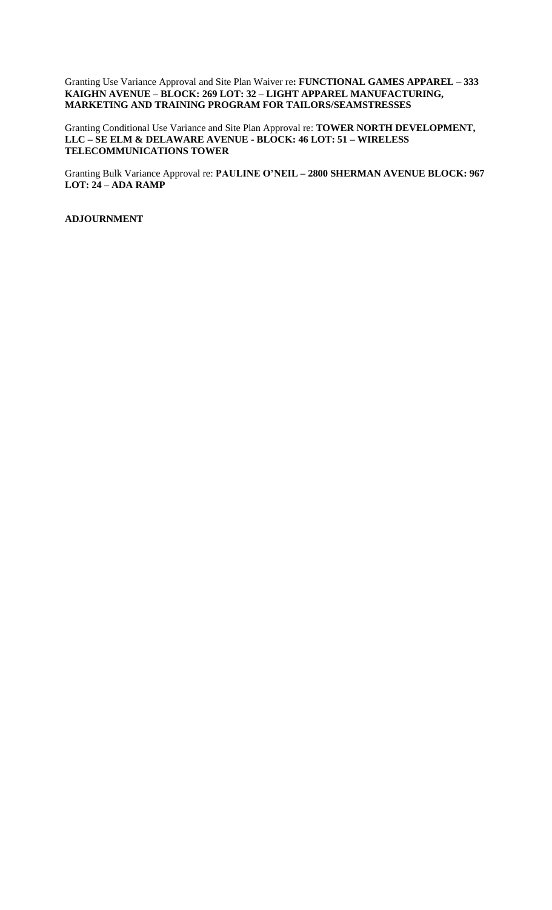Granting Use Variance Approval and Site Plan Waiver re**: FUNCTIONAL GAMES APPAREL – 333 KAIGHN AVENUE – BLOCK: 269 LOT: 32 – LIGHT APPAREL MANUFACTURING, MARKETING AND TRAINING PROGRAM FOR TAILORS/SEAMSTRESSES**

Granting Conditional Use Variance and Site Plan Approval re: **TOWER NORTH DEVELOPMENT, LLC – SE ELM & DELAWARE AVENUE - BLOCK: 46 LOT: 51 – WIRELESS TELECOMMUNICATIONS TOWER**

Granting Bulk Variance Approval re: **PAULINE O'NEIL – 2800 SHERMAN AVENUE BLOCK: 967 LOT: 24 – ADA RAMP**

**ADJOURNMENT**